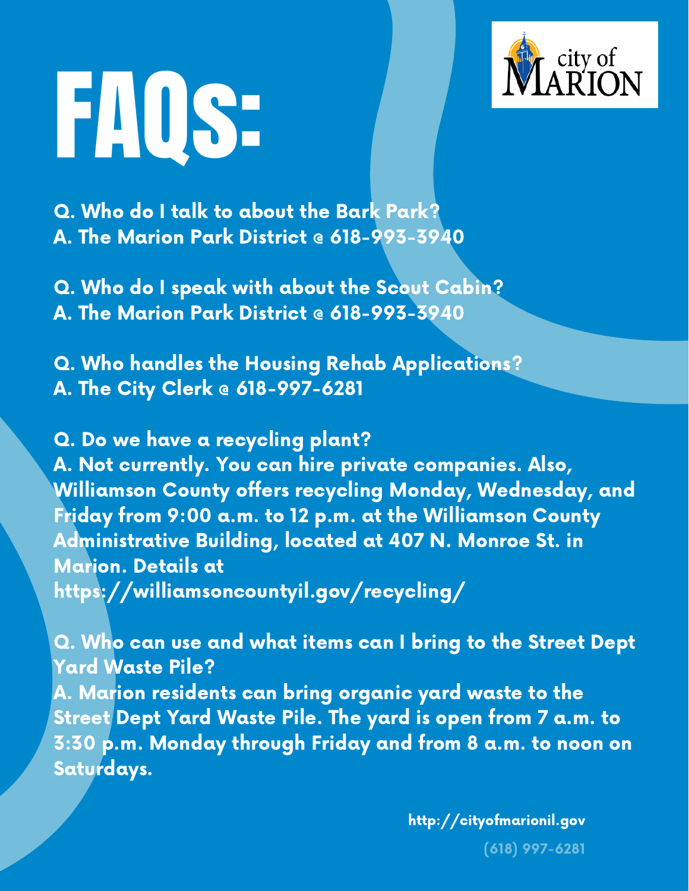# FAQS:

**Q. Who do I talk to about the Bark Park?**
**A. The Marion Park District @ 618-993-3940**

**Q. Who do I speak with about the Scout Cabin?**
**A. The Marion Park District @ 618-993-3940**

**Q. Who handles the Housing Rehab Applications?**
**A. The City Clerk @ 618-997-6281**

**Q. Do we have a recycling plant?**
**A. Not currently. You can hire private companies. Also, Williamson County offers recycling Monday, Wednesday, and Friday from 9:00 a.m. to 12 p.m. at the Williamson County Administrative Building, located at 407 N. Monroe St. in Marion. Details at https://williamsoncountyil.gov/recycling/**

**Q. Who can use and what items can I bring to the Street Dept Yard Waste Pile?**
**A. Marion residents can bring organic yard waste to the Street Dept Yard Waste Pile. The yard is open from 7 a.m. to 3:30 p.m. Monday through Friday and from 8 a.m. to noon on Saturdays.**

http://cityofmarionil.gov

(618) 997-6281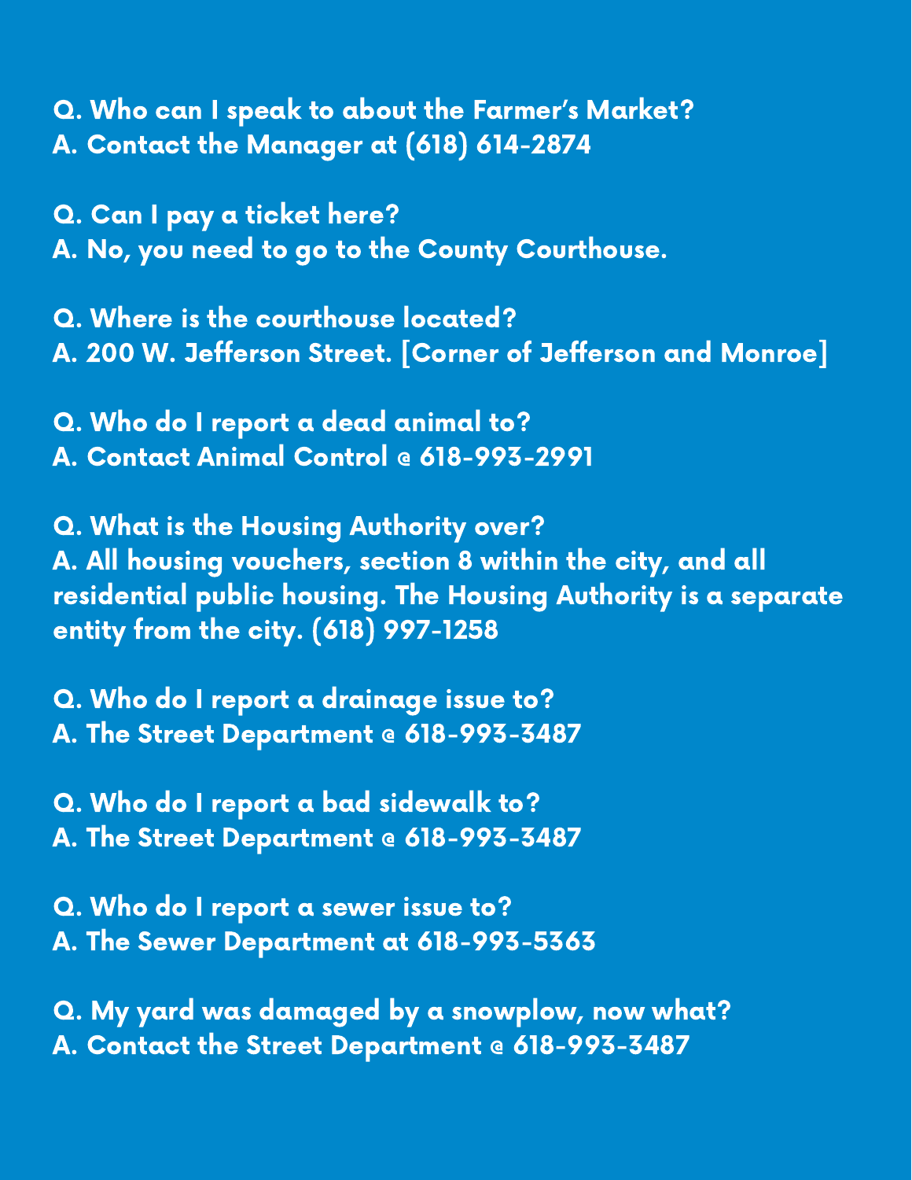**Q. Who can I speak to about the Farmer's Market?**
**A. Contact the Manager at (618) 614-2874**

**Q. Can I pay a ticket here?**
**A. No, you need to go to the County Courthouse.**

**Q. Where is the courthouse located?**
**A. 200 W. Jefferson Street. [Corner of Jefferson and Monroe]**

**Q. Who do I report a dead animal to?**
**A. Contact Animal Control @ 618-993-2991**

**Q. What is the Housing Authority over?**
**A. All housing vouchers, section 8 within the city, and all residential public housing. The Housing Authority is a separate entity from the city. (618) 997-1258**

**Q. Who do I report a drainage issue to?**
**A. The Street Department @ 618-993-3487**

**Q. Who do I report a bad sidewalk to?**
**A. The Street Department @ 618-993-3487**

**Q. Who do I report a sewer issue to?**
**A. The Sewer Department at 618-993-5363**

**Q. My yard was damaged by a snowplow, now what?**
**A. Contact the Street Department @ 618-993-3487**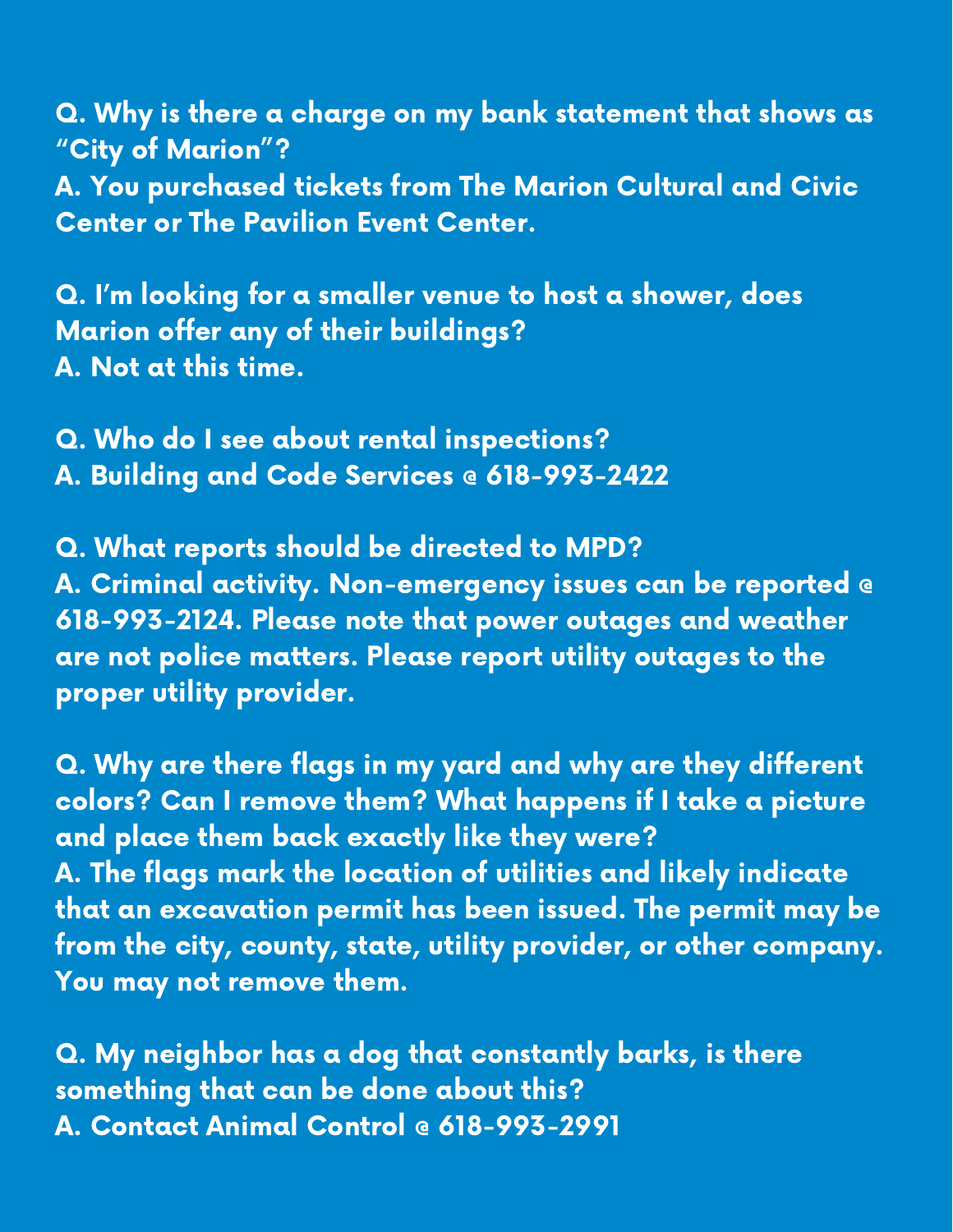**Q. Why is there a charge on my bank statement that shows as "City of Marion"?**
**A. You purchased tickets from The Marion Cultural and Civic Center or The Pavilion Event Center.**

**Q. I'm looking for a smaller venue to host a shower, does Marion offer any of their buildings?**
**A. Not at this time.**

**Q. Who do I see about rental inspections?**
**A. Building and Code Services @ 618-993-2422**

**Q. What reports should be directed to MPD?**
**A. Criminal activity. Non-emergency issues can be reported @ 618-993-2124. Please note that power outages and weather are not police matters. Please report utility outages to the proper utility provider.**

**Q. Why are there flags in my yard and why are they different colors? Can I remove them? What happens if I take a picture and place them back exactly like they were?**
**A. The flags mark the location of utilities and likely indicate that an excavation permit has been issued. The permit may be from the city, county, state, utility provider, or other company. You may not remove them.**

**Q. My neighbor has a dog that constantly barks, is there something that can be done about this?**
**A. Contact Animal Control @ 618-993-2991**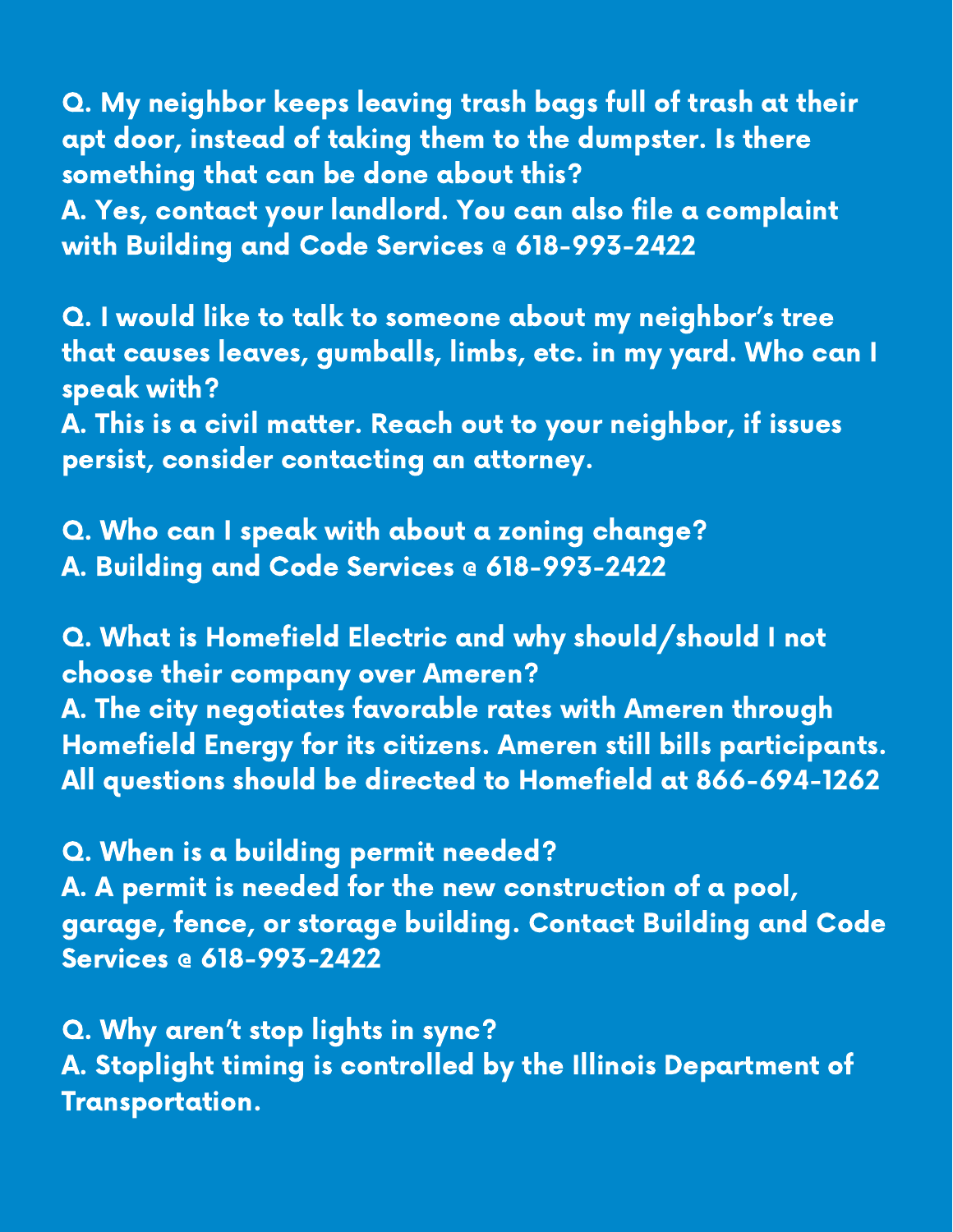Q. My neighbor keeps leaving trash bags full of trash at their apt door, instead of taking them to the dumpster. Is there something that can be done about this?
A. Yes, contact your landlord. You can also file a complaint with Building and Code Services @ 618-993-2422

Q. I would like to talk to someone about my neighbor's tree that causes leaves, gumballs, limbs, etc. in my yard. Who can I speak with?
A. This is a civil matter. Reach out to your neighbor, if issues persist, consider contacting an attorney.

Q. Who can I speak with about a zoning change?
A. Building and Code Services @ 618-993-2422

Q. What is Homefield Electric and why should/should I not choose their company over Ameren?
A. The city negotiates favorable rates with Ameren through Homefield Energy for its citizens. Ameren still bills participants. All questions should be directed to Homefield at 866-694-1262

Q. When is a building permit needed?
A. A permit is needed for the new construction of a pool, garage, fence, or storage building. Contact Building and Code Services @ 618-993-2422

Q. Why aren't stop lights in sync?
A. Stoplight timing is controlled by the Illinois Department of Transportation.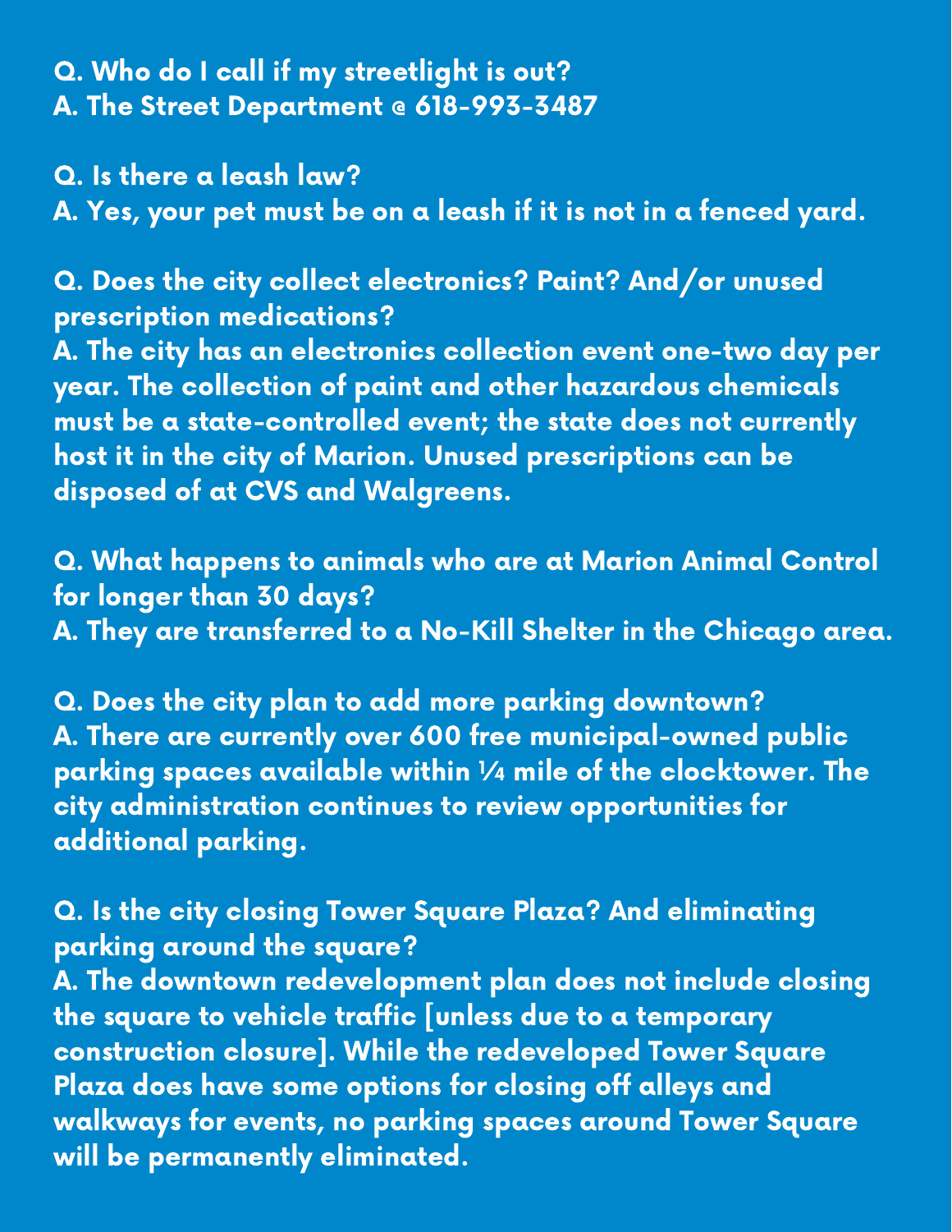**Q. Who do I call if my streetlight is out?**
**A. The Street Department @ 618-993-3487**

**Q. Is there a leash law?**
**A. Yes, your pet must be on a leash if it is not in a fenced yard.**

**Q. Does the city collect electronics? Paint? And/or unused prescription medications?**
**A. The city has an electronics collection event one-two day per year. The collection of paint and other hazardous chemicals must be a state-controlled event; the state does not currently host it in the city of Marion. Unused prescriptions can be disposed of at CVS and Walgreens.**

**Q. What happens to animals who are at Marion Animal Control for longer than 30 days?**
**A. They are transferred to a No-Kill Shelter in the Chicago area.**

**Q. Does the city plan to add more parking downtown?**
**A. There are currently over 600 free municipal-owned public parking spaces available within ¼ mile of the clocktower. The city administration continues to review opportunities for additional parking.**

**Q. Is the city closing Tower Square Plaza? And eliminating parking around the square?**
**A. The downtown redevelopment plan does not include closing the square to vehicle traffic [unless due to a temporary construction closure]. While the redeveloped Tower Square Plaza does have some options for closing off alleys and walkways for events, no parking spaces around Tower Square will be permanently eliminated.**